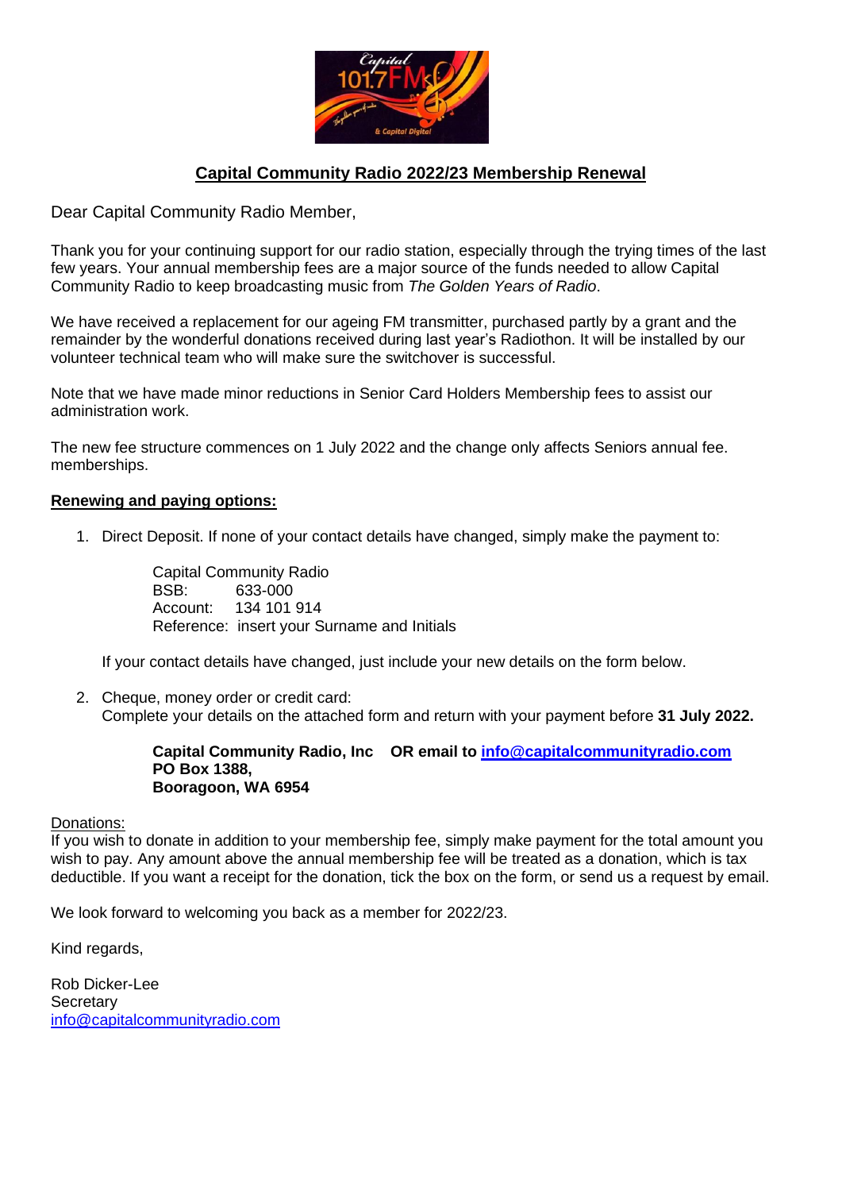# Capital Community Radio 2022/23 Membership Renewal

Dear Capital Community Radio Member,

Thank you for your continuing support for our radio station, especially through the trying times of the last few years. Your annual membership fees are a major source of the funds needed to allow Capital Community Radio to keep broadcasting music from *The Golden Years of Radio*.

We have received a replacement for our ageing FM transmitter, purchased partly by a grant and the remainder by the wonderful donations received during last year's Radiothon. It will be installed by our volunteer technical team who will make sure the switchover is successful.

Note that we have made minor reductions in Senior Card Holders Membership fees to assist our administration work.

The new fee structure commences on 1 July 2022 and the change only affects Seniors annual fee. memberships.

**Renewing and paying options:**

1. Direct Deposit. If none of your contact details have changed, simply make the payment to:

   Capital Community Radio
   BSB: 633-000
   Account: 134 101 914
   Reference: insert your Surname and Initials

   If your contact details have changed, just include your new details on the form below.

2. Cheque, money order or credit card:
   Complete your details on the attached form and return with your payment before **31 July 2022.**

   **Capital Community Radio, Inc OR email to info@capitalcommunityradio.com**
   **PO Box 1388,**
   **Booragoon, WA 6954**

Donations:
If you wish to donate in addition to your membership fee, simply make payment for the total amount you wish to pay. Any amount above the annual membership fee will be treated as a donation, which is tax deductible. If you want a receipt for the donation, tick the box on the form, or send us a request by email.

We look forward to welcoming you back as a member for 2022/23.

Kind regards,

Rob Dicker-Lee
Secretary
info@capitalcommunityradio.com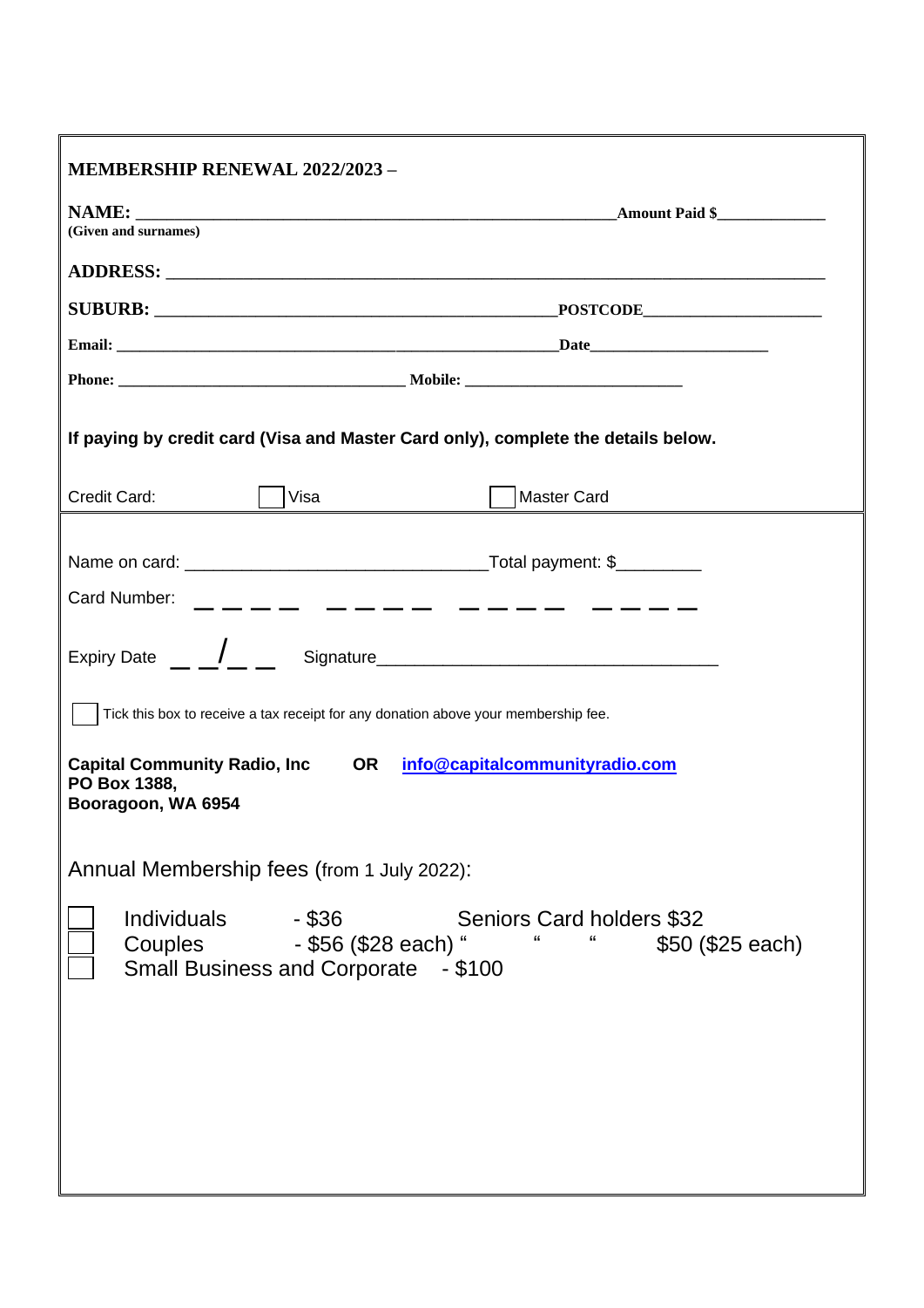**MEMBERSHIP RENEWAL 2022/2023 –**

**NAME:** ______________________________________________________ **Amount Paid $**_____________
**(Given and surnames)**

**ADDRESS:** ___________________________________________________________________________

**SUBURB:** ______________________________________________ **POSTCODE**_____________________

**Email:** ________________________________________________________ **Date**______________________

**Phone:** ____________________________________ **Mobile:** ___________________________

**If paying by credit card (Visa and Master Card only), complete the details below.**

Credit Card: ☐ Visa ☐ Master Card

Name on card: _______________________________Total payment: $_________

Card Number: _ _ _ _ _ _ _ _ _ _ _ _ _ _ _ _

Expiry Date _ _/_ _ Signature____________________________________

☐ Tick this box to receive a tax receipt for any donation above your membership fee.

**Capital Community Radio, Inc** **OR** **info@capitalcommunityradio.com**
**PO Box 1388,**
**Booragoon, WA 6954**

Annual Membership fees (from 1 July 2022):

☐ Individuals - $36 Seniors Card holders $32
☐ Couples - $56 ($28 each) " " " $50 ($25 each)
☐ Small Business and Corporate - $100